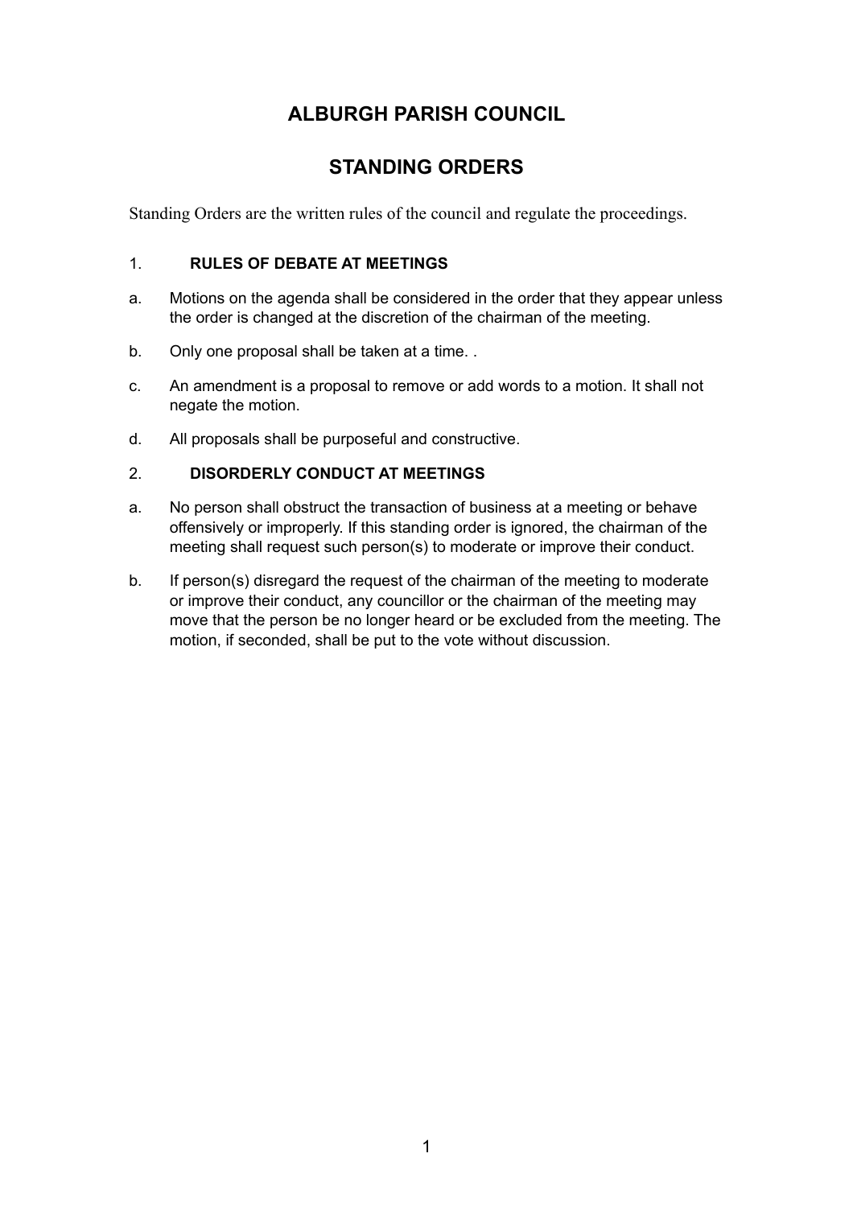# ALBURGH PARISH COUNCIL

## STANDING ORDERS

Standing Orders are the written rules of the council and regulate the proceedings.

### 1. RULES OF DEBATE AT MEETINGS

a. Motions on the agenda shall be considered in the order that they appear unless the order is changed at the discretion of the chairman of the meeting.

b. Only one proposal shall be taken at a time. .

c. An amendment is a proposal to remove or add words to a motion. It shall not negate the motion.

d. All proposals shall be purposeful and constructive.

### 2. DISORDERLY CONDUCT AT MEETINGS

a. No person shall obstruct the transaction of business at a meeting or behave offensively or improperly. If this standing order is ignored, the chairman of the meeting shall request such person(s) to moderate or improve their conduct.

b. If person(s) disregard the request of the chairman of the meeting to moderate or improve their conduct, any councillor or the chairman of the meeting may move that the person be no longer heard or be excluded from the meeting. The motion, if seconded, shall be put to the vote without discussion.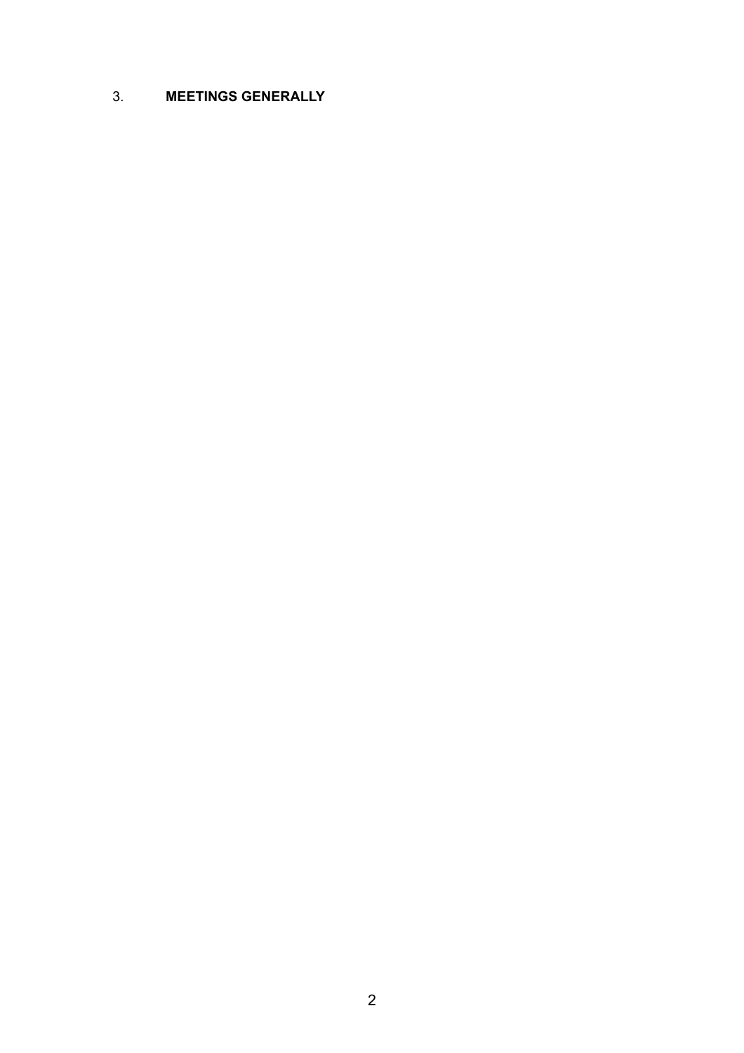## 3. MEETINGS GENERALLY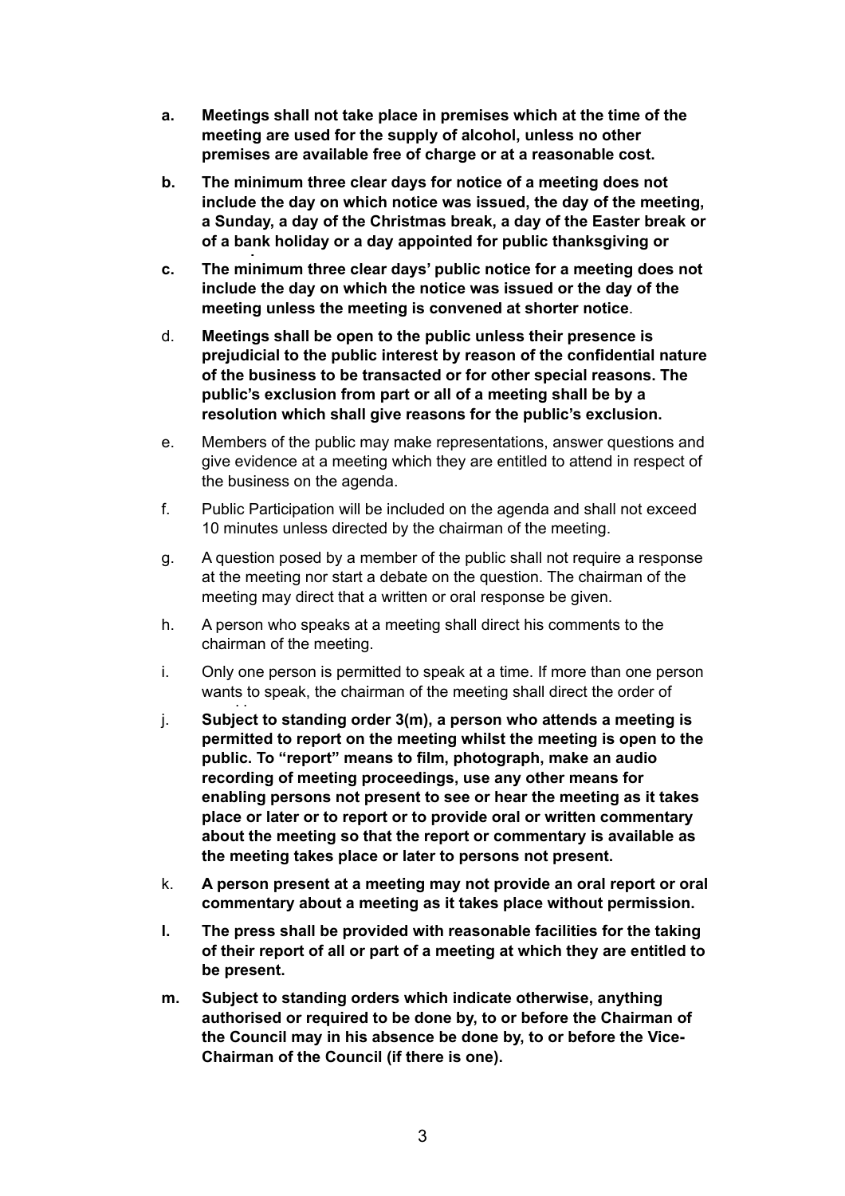a. **Meetings shall not take place in premises which at the time of the meeting are used for the supply of alcohol, unless no other premises are available free of charge or at a reasonable cost.**

b. **The minimum three clear days for notice of a meeting does not include the day on which notice was issued, the day of the meeting, a Sunday, a day of the Christmas break, a day of the Easter break or of a bank holiday or a day appointed for public thanksgiving or**

c. **The minimum three clear days' public notice for a meeting does not include the day on which the notice was issued or the day of the meeting unless the meeting is convened at shorter notice**.

d. **Meetings shall be open to the public unless their presence is prejudicial to the public interest by reason of the confidential nature of the business to be transacted or for other special reasons. The public's exclusion from part or all of a meeting shall be by a resolution which shall give reasons for the public's exclusion.**

e. Members of the public may make representations, answer questions and give evidence at a meeting which they are entitled to attend in respect of the business on the agenda.

f. Public Participation will be included on the agenda and shall not exceed 10 minutes unless directed by the chairman of the meeting.

g. A question posed by a member of the public shall not require a response at the meeting nor start a debate on the question. The chairman of the meeting may direct that a written or oral response be given.

h. A person who speaks at a meeting shall direct his comments to the chairman of the meeting.

i. Only one person is permitted to speak at a time. If more than one person wants to speak, the chairman of the meeting shall direct the order of

j. **Subject to standing order 3(m), a person who attends a meeting is permitted to report on the meeting whilst the meeting is open to the public. To "report" means to film, photograph, make an audio recording of meeting proceedings, use any other means for enabling persons not present to see or hear the meeting as it takes place or later or to report or to provide oral or written commentary about the meeting so that the report or commentary is available as the meeting takes place or later to persons not present.**

k. **A person present at a meeting may not provide an oral report or oral commentary about a meeting as it takes place without permission.**

l. **The press shall be provided with reasonable facilities for the taking of their report of all or part of a meeting at which they are entitled to be present.**

m. **Subject to standing orders which indicate otherwise, anything authorised or required to be done by, to or before the Chairman of the Council may in his absence be done by, to or before the Vice-Chairman of the Council (if there is one).**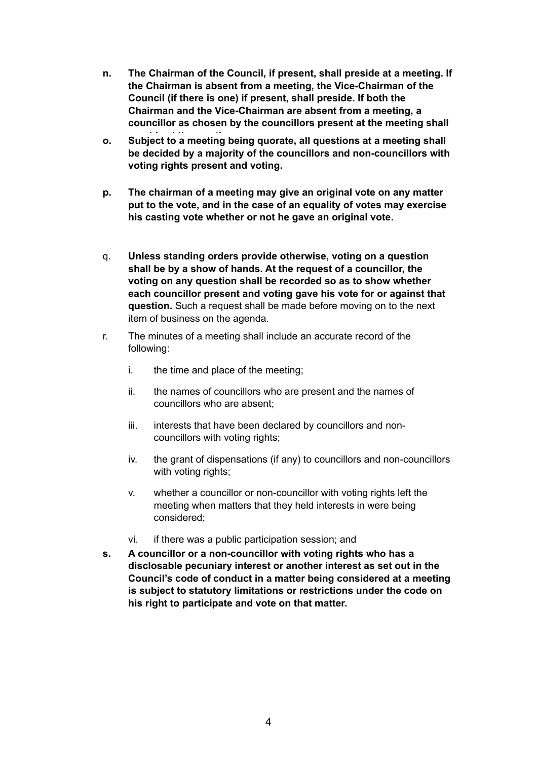n. **The Chairman of the Council, if present, shall preside at a meeting. If the Chairman is absent from a meeting, the Vice-Chairman of the Council (if there is one) if present, shall preside. If both the Chairman and the Vice-Chairman are absent from a meeting, a councillor as chosen by the councillors present at the meeting shall preside at the meeting.**

o. **Subject to a meeting being quorate, all questions at a meeting shall be decided by a majority of the councillors and non-councillors with voting rights present and voting.**

p. **The chairman of a meeting may give an original vote on any matter put to the vote, and in the case of an equality of votes may exercise his casting vote whether or not he gave an original vote.**

q. **Unless standing orders provide otherwise, voting on a question shall be by a show of hands. At the request of a councillor, the voting on any question shall be recorded so as to show whether each councillor present and voting gave his vote for or against that question.** Such a request shall be made before moving on to the next item of business on the agenda.

r. The minutes of a meeting shall include an accurate record of the following:

   i. the time and place of the meeting;

   ii. the names of councillors who are present and the names of councillors who are absent;

   iii. interests that have been declared by councillors and non-councillors with voting rights;

   iv. the grant of dispensations (if any) to councillors and non-councillors with voting rights;

   v. whether a councillor or non-councillor with voting rights left the meeting when matters that they held interests in were being considered;

   vi. if there was a public participation session; and

s. **A councillor or a non-councillor with voting rights who has a disclosable pecuniary interest or another interest as set out in the Council's code of conduct in a matter being considered at a meeting is subject to statutory limitations or restrictions under the code on his right to participate and vote on that matter.**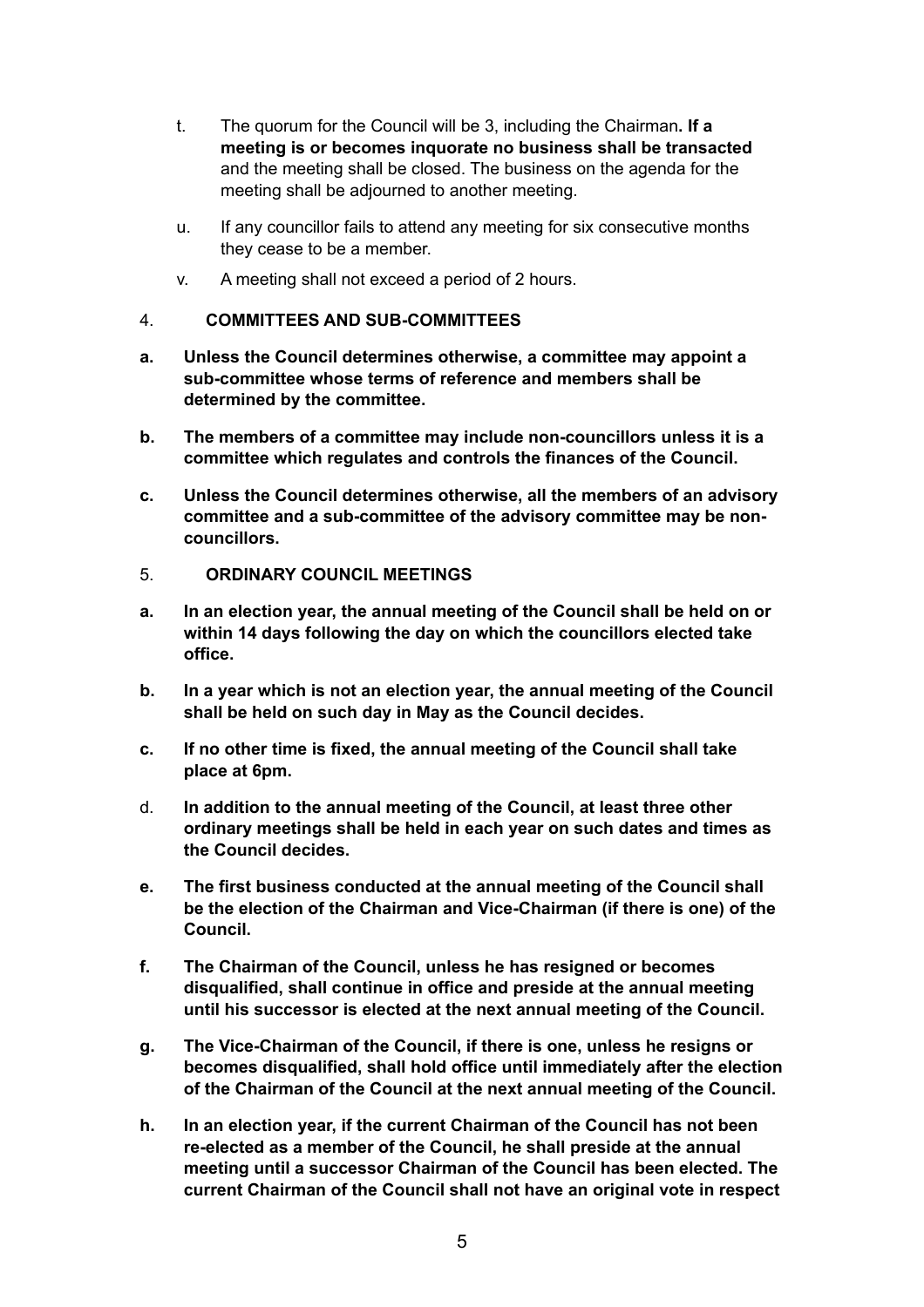t. The quorum for the Council will be 3, including the Chairman**. If a meeting is or becomes inquorate no business shall be transacted** and the meeting shall be closed. The business on the agenda for the meeting shall be adjourned to another meeting.

u. If any councillor fails to attend any meeting for six consecutive months they cease to be a member.

v. A meeting shall not exceed a period of 2 hours.

## 4. COMMITTEES AND SUB-COMMITTEES

**a. Unless the Council determines otherwise, a committee may appoint a sub-committee whose terms of reference and members shall be determined by the committee.**

**b. The members of a committee may include non-councillors unless it is a committee which regulates and controls the finances of the Council.**

**c. Unless the Council determines otherwise, all the members of an advisory committee and a sub-committee of the advisory committee may be non-councillors.**

## 5. ORDINARY COUNCIL MEETINGS

**a. In an election year, the annual meeting of the Council shall be held on or within 14 days following the day on which the councillors elected take office.**

**b. In a year which is not an election year, the annual meeting of the Council shall be held on such day in May as the Council decides.**

**c. If no other time is fixed, the annual meeting of the Council shall take place at 6pm.**

d. **In addition to the annual meeting of the Council, at least three other ordinary meetings shall be held in each year on such dates and times as the Council decides.**

**e. The first business conducted at the annual meeting of the Council shall be the election of the Chairman and Vice-Chairman (if there is one) of the Council.**

**f. The Chairman of the Council, unless he has resigned or becomes disqualified, shall continue in office and preside at the annual meeting until his successor is elected at the next annual meeting of the Council.**

**g. The Vice-Chairman of the Council, if there is one, unless he resigns or becomes disqualified, shall hold office until immediately after the election of the Chairman of the Council at the next annual meeting of the Council.**

**h. In an election year, if the current Chairman of the Council has not been re-elected as a member of the Council, he shall preside at the annual meeting until a successor Chairman of the Council has been elected. The current Chairman of the Council shall not have an original vote in respect**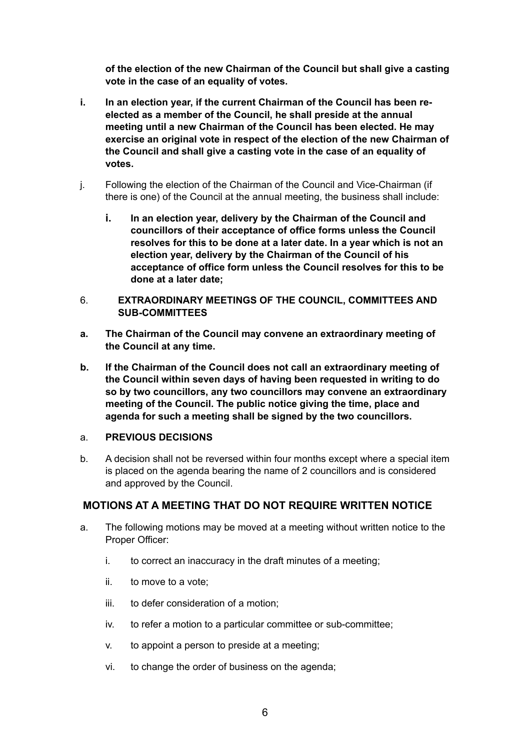**of the election of the new Chairman of the Council but shall give a casting vote in the case of an equality of votes.**

**i. In an election year, if the current Chairman of the Council has been re-elected as a member of the Council, he shall preside at the annual meeting until a new Chairman of the Council has been elected. He may exercise an original vote in respect of the election of the new Chairman of the Council and shall give a casting vote in the case of an equality of votes.**

j. Following the election of the Chairman of the Council and Vice-Chairman (if there is one) of the Council at the annual meeting, the business shall include:

   **i. In an election year, delivery by the Chairman of the Council and councillors of their acceptance of office forms unless the Council resolves for this to be done at a later date. In a year which is not an election year, delivery by the Chairman of the Council of his acceptance of office form unless the Council resolves for this to be done at a later date;**

6. **EXTRAORDINARY MEETINGS OF THE COUNCIL, COMMITTEES AND SUB-COMMITTEES**

**a. The Chairman of the Council may convene an extraordinary meeting of the Council at any time.**

**b. If the Chairman of the Council does not call an extraordinary meeting of the Council within seven days of having been requested in writing to do so by two councillors, any two councillors may convene an extraordinary meeting of the Council. The public notice giving the time, place and agenda for such a meeting shall be signed by the two councillors.**

a. **PREVIOUS DECISIONS**

b. A decision shall not be reversed within four months except where a special item is placed on the agenda bearing the name of 2 councillors and is considered and approved by the Council.

## MOTIONS AT A MEETING THAT DO NOT REQUIRE WRITTEN NOTICE

a. The following motions may be moved at a meeting without written notice to the Proper Officer:

   i. to correct an inaccuracy in the draft minutes of a meeting;

   ii. to move to a vote;

   iii. to defer consideration of a motion;

   iv. to refer a motion to a particular committee or sub-committee;

   v. to appoint a person to preside at a meeting;

   vi. to change the order of business on the agenda;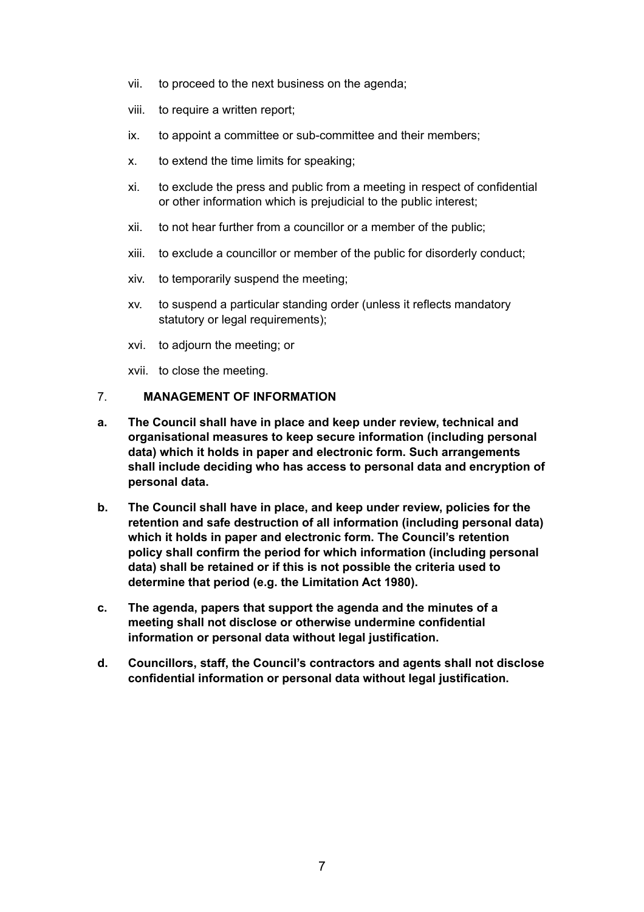vii. to proceed to the next business on the agenda;

viii. to require a written report;

ix. to appoint a committee or sub-committee and their members;

x. to extend the time limits for speaking;

xi. to exclude the press and public from a meeting in respect of confidential or other information which is prejudicial to the public interest;

xii. to not hear further from a councillor or a member of the public;

xiii. to exclude a councillor or member of the public for disorderly conduct;

xiv. to temporarily suspend the meeting;

xv. to suspend a particular standing order (unless it reflects mandatory statutory or legal requirements);

xvi. to adjourn the meeting; or

xvii. to close the meeting.

## 7. MANAGEMENT OF INFORMATION

**a. The Council shall have in place and keep under review, technical and organisational measures to keep secure information (including personal data) which it holds in paper and electronic form. Such arrangements shall include deciding who has access to personal data and encryption of personal data.**

**b. The Council shall have in place, and keep under review, policies for the retention and safe destruction of all information (including personal data) which it holds in paper and electronic form. The Council's retention policy shall confirm the period for which information (including personal data) shall be retained or if this is not possible the criteria used to determine that period (e.g. the Limitation Act 1980).**

**c. The agenda, papers that support the agenda and the minutes of a meeting shall not disclose or otherwise undermine confidential information or personal data without legal justification.**

**d. Councillors, staff, the Council's contractors and agents shall not disclose confidential information or personal data without legal justification.**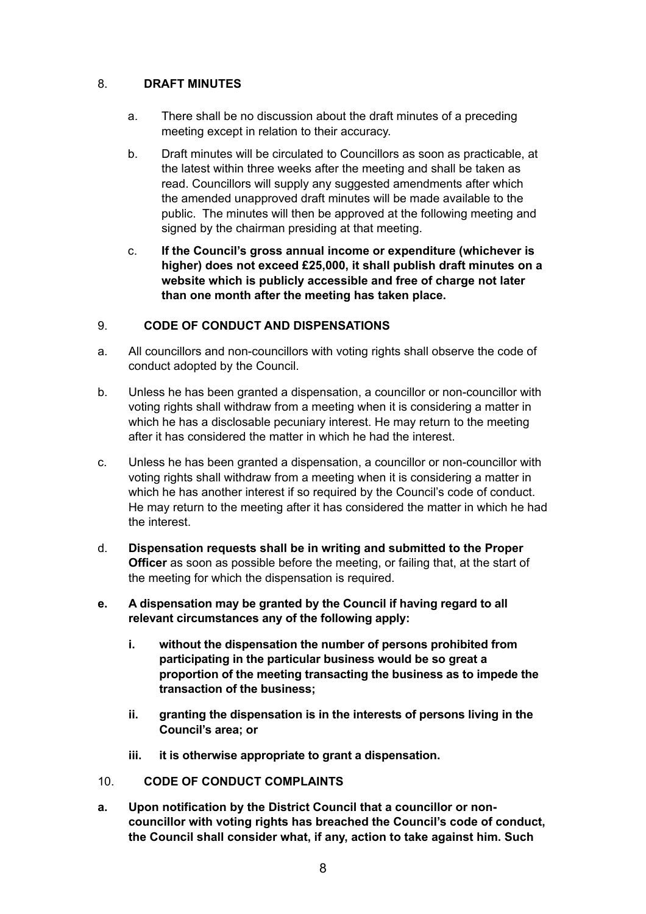## 8. DRAFT MINUTES

a. There shall be no discussion about the draft minutes of a preceding meeting except in relation to their accuracy.

b. Draft minutes will be circulated to Councillors as soon as practicable, at the latest within three weeks after the meeting and shall be taken as read. Councillors will supply any suggested amendments after which the amended unapproved draft minutes will be made available to the public. The minutes will then be approved at the following meeting and signed by the chairman presiding at that meeting.

c. **If the Council's gross annual income or expenditure (whichever is higher) does not exceed £25,000, it shall publish draft minutes on a website which is publicly accessible and free of charge not later than one month after the meeting has taken place.**

## 9. CODE OF CONDUCT AND DISPENSATIONS

a. All councillors and non-councillors with voting rights shall observe the code of conduct adopted by the Council.

b. Unless he has been granted a dispensation, a councillor or non-councillor with voting rights shall withdraw from a meeting when it is considering a matter in which he has a disclosable pecuniary interest. He may return to the meeting after it has considered the matter in which he had the interest.

c. Unless he has been granted a dispensation, a councillor or non-councillor with voting rights shall withdraw from a meeting when it is considering a matter in which he has another interest if so required by the Council's code of conduct. He may return to the meeting after it has considered the matter in which he had the interest.

d. **Dispensation requests shall be in writing and submitted to the Proper Officer** as soon as possible before the meeting, or failing that, at the start of the meeting for which the dispensation is required.

**e. A dispensation may be granted by the Council if having regard to all relevant circumstances any of the following apply:**

**i. without the dispensation the number of persons prohibited from participating in the particular business would be so great a proportion of the meeting transacting the business as to impede the transaction of the business;**

**ii. granting the dispensation is in the interests of persons living in the Council's area; or**

**iii. it is otherwise appropriate to grant a dispensation.**

## 10. CODE OF CONDUCT COMPLAINTS

**a. Upon notification by the District Council that a councillor or non-councillor with voting rights has breached the Council's code of conduct, the Council shall consider what, if any, action to take against him. Such**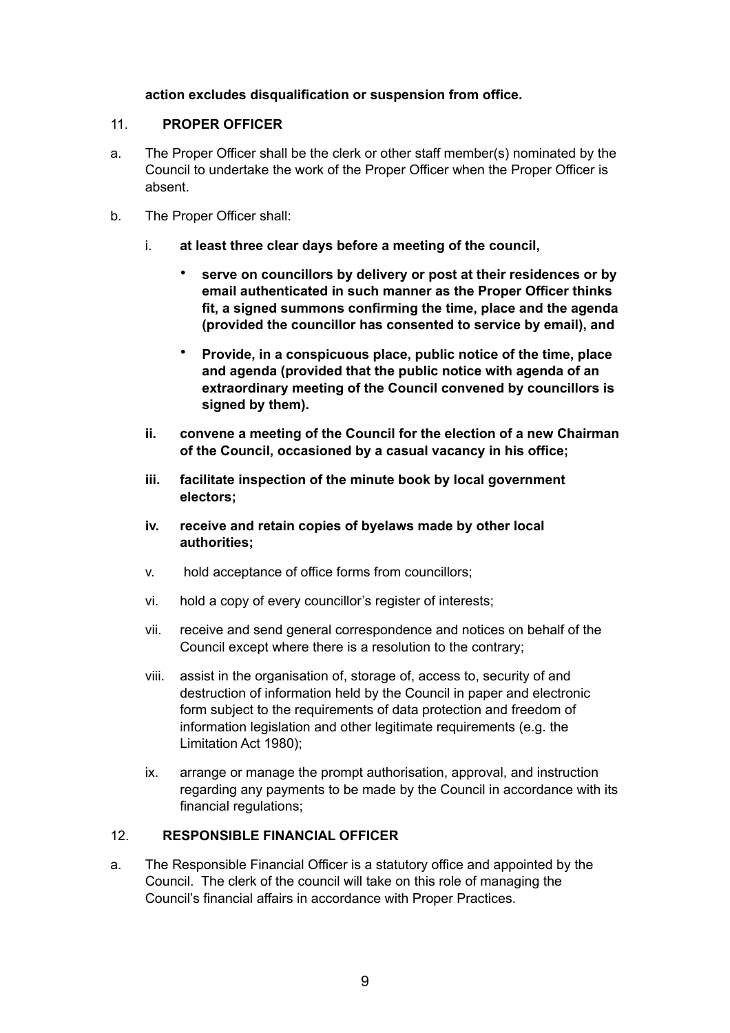**action excludes disqualification or suspension from office.**

## 11. PROPER OFFICER

a. The Proper Officer shall be the clerk or other staff member(s) nominated by the Council to undertake the work of the Proper Officer when the Proper Officer is absent.

b. The Proper Officer shall:

   i. **at least three clear days before a meeting of the council,**

      - **serve on councillors by delivery or post at their residences or by email authenticated in such manner as the Proper Officer thinks fit, a signed summons confirming the time, place and the agenda (provided the councillor has consented to service by email), and**

      - **Provide, in a conspicuous place, public notice of the time, place and agenda (provided that the public notice with agenda of an extraordinary meeting of the Council convened by councillors is signed by them).**

   **ii. convene a meeting of the Council for the election of a new Chairman of the Council, occasioned by a casual vacancy in his office;**

   **iii. facilitate inspection of the minute book by local government electors;**

   **iv. receive and retain copies of byelaws made by other local authorities;**

   v. hold acceptance of office forms from councillors;

   vi. hold a copy of every councillor's register of interests;

   vii. receive and send general correspondence and notices on behalf of the Council except where there is a resolution to the contrary;

   viii. assist in the organisation of, storage of, access to, security of and destruction of information held by the Council in paper and electronic form subject to the requirements of data protection and freedom of information legislation and other legitimate requirements (e.g. the Limitation Act 1980);

   ix. arrange or manage the prompt authorisation, approval, and instruction regarding any payments to be made by the Council in accordance with its financial regulations;

## 12. RESPONSIBLE FINANCIAL OFFICER

a. The Responsible Financial Officer is a statutory office and appointed by the Council. The clerk of the council will take on this role of managing the Council's financial affairs in accordance with Proper Practices.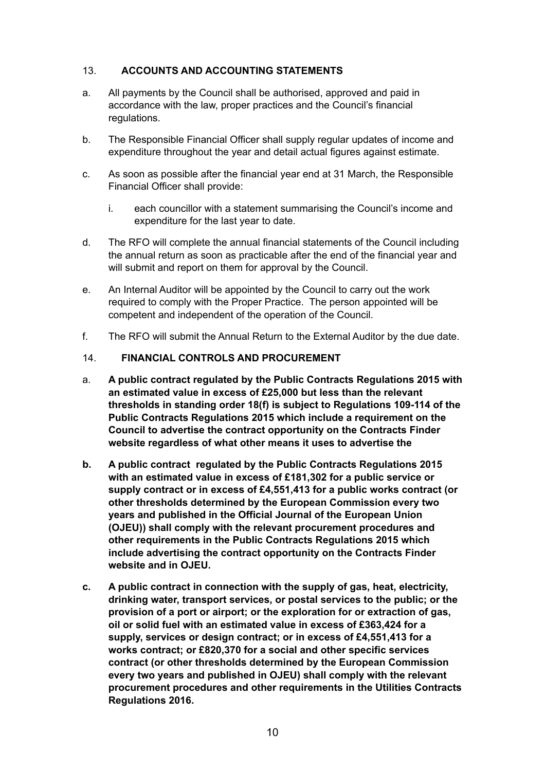## 13. ACCOUNTS AND ACCOUNTING STATEMENTS

a. All payments by the Council shall be authorised, approved and paid in accordance with the law, proper practices and the Council's financial regulations.

b. The Responsible Financial Officer shall supply regular updates of income and expenditure throughout the year and detail actual figures against estimate.

c. As soon as possible after the financial year end at 31 March, the Responsible Financial Officer shall provide:

   i. each councillor with a statement summarising the Council's income and expenditure for the last year to date.

d. The RFO will complete the annual financial statements of the Council including the annual return as soon as practicable after the end of the financial year and will submit and report on them for approval by the Council.

e. An Internal Auditor will be appointed by the Council to carry out the work required to comply with the Proper Practice. The person appointed will be competent and independent of the operation of the Council.

f. The RFO will submit the Annual Return to the External Auditor by the due date.

## 14. FINANCIAL CONTROLS AND PROCUREMENT

a. **A public contract regulated by the Public Contracts Regulations 2015 with an estimated value in excess of £25,000 but less than the relevant thresholds in standing order 18(f) is subject to Regulations 109-114 of the Public Contracts Regulations 2015 which include a requirement on the Council to advertise the contract opportunity on the Contracts Finder website regardless of what other means it uses to advertise the**

**b. A public contract regulated by the Public Contracts Regulations 2015 with an estimated value in excess of £181,302 for a public service or supply contract or in excess of £4,551,413 for a public works contract (or other thresholds determined by the European Commission every two years and published in the Official Journal of the European Union (OJEU)) shall comply with the relevant procurement procedures and other requirements in the Public Contracts Regulations 2015 which include advertising the contract opportunity on the Contracts Finder website and in OJEU.**

**c. A public contract in connection with the supply of gas, heat, electricity, drinking water, transport services, or postal services to the public; or the provision of a port or airport; or the exploration for or extraction of gas, oil or solid fuel with an estimated value in excess of £363,424 for a supply, services or design contract; or in excess of £4,551,413 for a works contract; or £820,370 for a social and other specific services contract (or other thresholds determined by the European Commission every two years and published in OJEU) shall comply with the relevant procurement procedures and other requirements in the Utilities Contracts Regulations 2016.**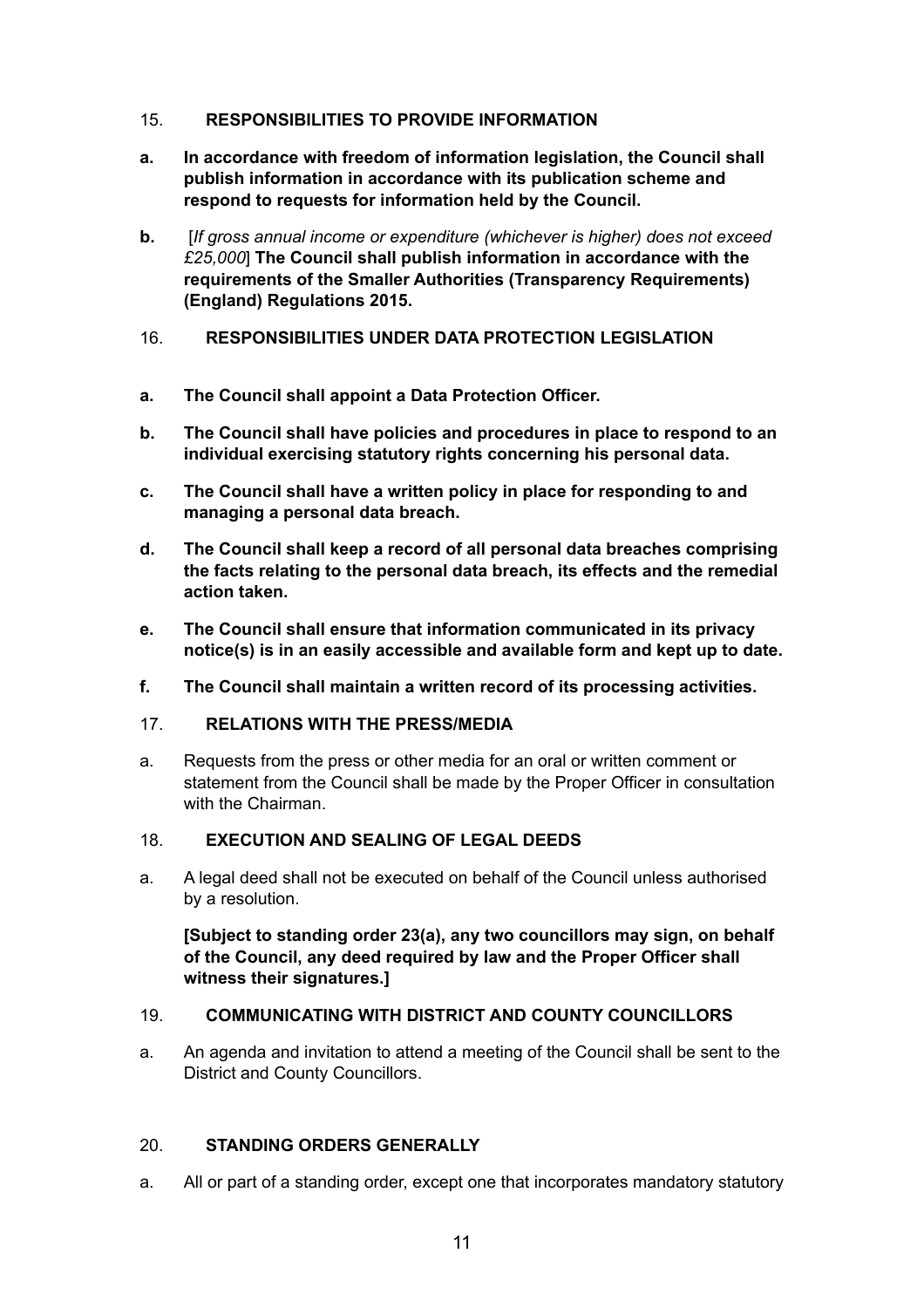15. **RESPONSIBILITIES TO PROVIDE INFORMATION**

**a. In accordance with freedom of information legislation, the Council shall publish information in accordance with its publication scheme and respond to requests for information held by the Council.**

**b.** [*If gross annual income or expenditure (whichever is higher) does not exceed £25,000*] **The Council shall publish information in accordance with the requirements of the Smaller Authorities (Transparency Requirements) (England) Regulations 2015.**

16. **RESPONSIBILITIES UNDER DATA PROTECTION LEGISLATION**

**a. The Council shall appoint a Data Protection Officer.**

**b. The Council shall have policies and procedures in place to respond to an individual exercising statutory rights concerning his personal data.**

**c. The Council shall have a written policy in place for responding to and managing a personal data breach.**

**d. The Council shall keep a record of all personal data breaches comprising the facts relating to the personal data breach, its effects and the remedial action taken.**

**e. The Council shall ensure that information communicated in its privacy notice(s) is in an easily accessible and available form and kept up to date.**

**f. The Council shall maintain a written record of its processing activities.**

17. **RELATIONS WITH THE PRESS/MEDIA**

a. Requests from the press or other media for an oral or written comment or statement from the Council shall be made by the Proper Officer in consultation with the Chairman.

18. **EXECUTION AND SEALING OF LEGAL DEEDS**

a. A legal deed shall not be executed on behalf of the Council unless authorised by a resolution.

**[Subject to standing order 23(a), any two councillors may sign, on behalf of the Council, any deed required by law and the Proper Officer shall witness their signatures.]**

19. **COMMUNICATING WITH DISTRICT AND COUNTY COUNCILLORS**

a. An agenda and invitation to attend a meeting of the Council shall be sent to the District and County Councillors.

20. **STANDING ORDERS GENERALLY**

a. All or part of a standing order, except one that incorporates mandatory statutory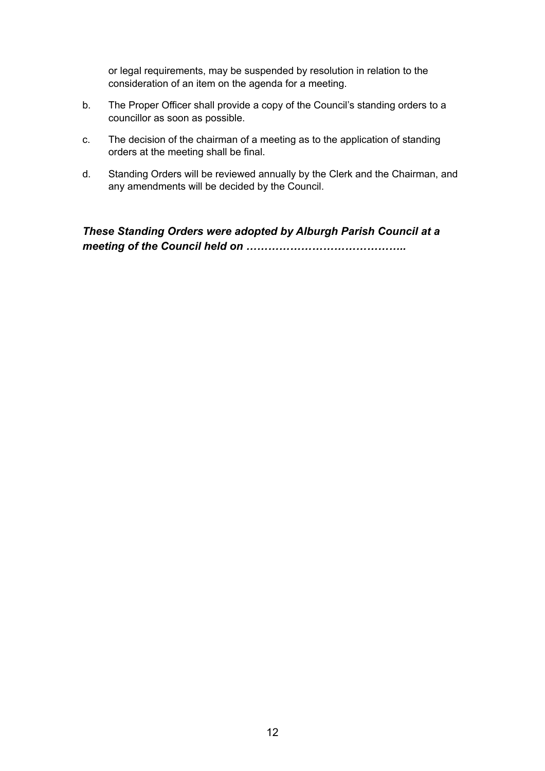or legal requirements, may be suspended by resolution in relation to the consideration of an item on the agenda for a meeting.

b. The Proper Officer shall provide a copy of the Council's standing orders to a councillor as soon as possible.

c. The decision of the chairman of a meeting as to the application of standing orders at the meeting shall be final.

d. Standing Orders will be reviewed annually by the Clerk and the Chairman, and any amendments will be decided by the Council.

***These Standing Orders were adopted by Alburgh Parish Council at a meeting of the Council held on ……………………………………..***